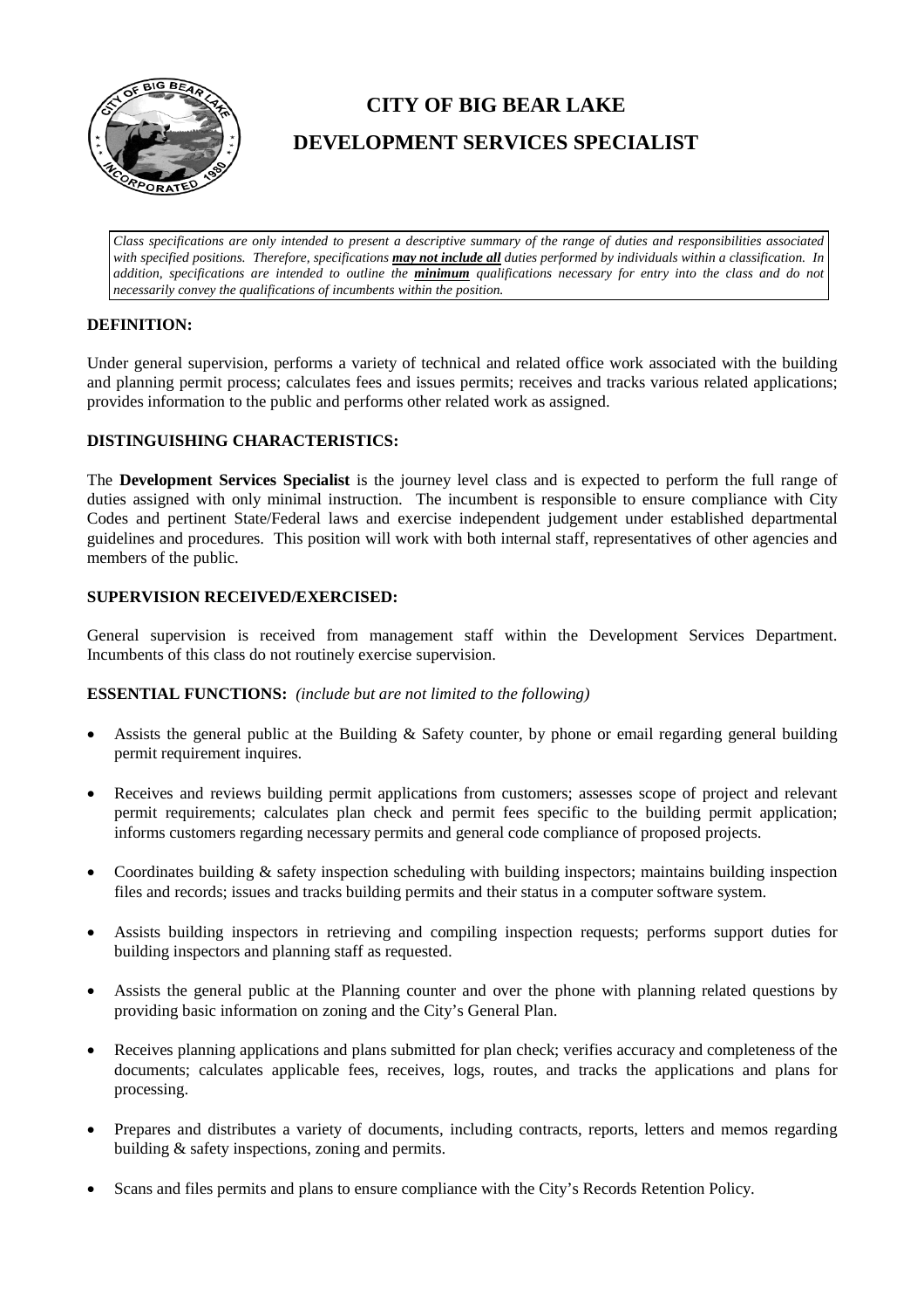# CITY OF BIG BEAR LAKE

## DEVELOPMENT SERVICES SPECIALIST

*Class specifications are only intended to present a descriptive summary of the range of duties and responsibilities associated with specified positions. Therefore, specifications **may not include all** duties performed by individuals within a classification. In addition, specifications are intended to outline the **minimum** qualifications necessary for entry into the class and do not necessarily convey the qualifications of incumbents within the position.*

**DEFINITION:**

Under general supervision, performs a variety of technical and related office work associated with the building and planning permit process; calculates fees and issues permits; receives and tracks various related applications; provides information to the public and performs other related work as assigned.

**DISTINGUISHING CHARACTERISTICS:**

The **Development Services Specialist** is the journey level class and is expected to perform the full range of duties assigned with only minimal instruction. The incumbent is responsible to ensure compliance with City Codes and pertinent State/Federal laws and exercise independent judgement under established departmental guidelines and procedures. This position will work with both internal staff, representatives of other agencies and members of the public.

**SUPERVISION RECEIVED/EXERCISED:**

General supervision is received from management staff within the Development Services Department. Incumbents of this class do not routinely exercise supervision.

**ESSENTIAL FUNCTIONS:** *(include but are not limited to the following)*

- Assists the general public at the Building & Safety counter, by phone or email regarding general building permit requirement inquires.
- Receives and reviews building permit applications from customers; assesses scope of project and relevant permit requirements; calculates plan check and permit fees specific to the building permit application; informs customers regarding necessary permits and general code compliance of proposed projects.
- Coordinates building & safety inspection scheduling with building inspectors; maintains building inspection files and records; issues and tracks building permits and their status in a computer software system.
- Assists building inspectors in retrieving and compiling inspection requests; performs support duties for building inspectors and planning staff as requested.
- Assists the general public at the Planning counter and over the phone with planning related questions by providing basic information on zoning and the City's General Plan.
- Receives planning applications and plans submitted for plan check; verifies accuracy and completeness of the documents; calculates applicable fees, receives, logs, routes, and tracks the applications and plans for processing.
- Prepares and distributes a variety of documents, including contracts, reports, letters and memos regarding building & safety inspections, zoning and permits.
- Scans and files permits and plans to ensure compliance with the City's Records Retention Policy.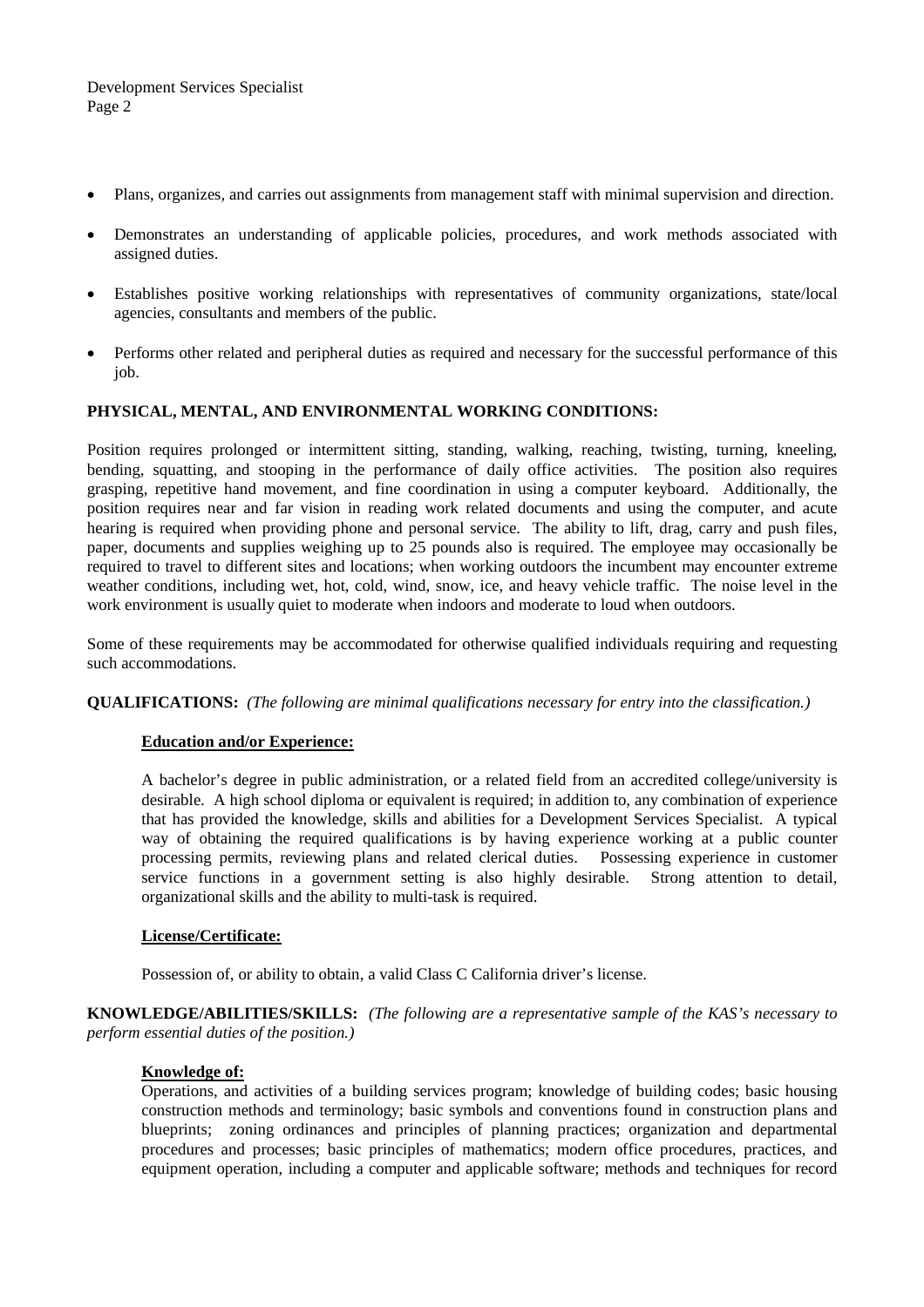- Plans, organizes, and carries out assignments from management staff with minimal supervision and direction.

- Demonstrates an understanding of applicable policies, procedures, and work methods associated with assigned duties.

- Establishes positive working relationships with representatives of community organizations, state/local agencies, consultants and members of the public.

- Performs other related and peripheral duties as required and necessary for the successful performance of this job.

**PHYSICAL, MENTAL, AND ENVIRONMENTAL WORKING CONDITIONS:**

Position requires prolonged or intermittent sitting, standing, walking, reaching, twisting, turning, kneeling, bending, squatting, and stooping in the performance of daily office activities. The position also requires grasping, repetitive hand movement, and fine coordination in using a computer keyboard. Additionally, the position requires near and far vision in reading work related documents and using the computer, and acute hearing is required when providing phone and personal service. The ability to lift, drag, carry and push files, paper, documents and supplies weighing up to 25 pounds also is required. The employee may occasionally be required to travel to different sites and locations; when working outdoors the incumbent may encounter extreme weather conditions, including wet, hot, cold, wind, snow, ice, and heavy vehicle traffic. The noise level in the work environment is usually quiet to moderate when indoors and moderate to loud when outdoors.

Some of these requirements may be accommodated for otherwise qualified individuals requiring and requesting such accommodations.

**QUALIFICATIONS:** *(The following are minimal qualifications necessary for entry into the classification.)*

**Education and/or Experience:**

A bachelor's degree in public administration, or a related field from an accredited college/university is desirable. A high school diploma or equivalent is required; in addition to, any combination of experience that has provided the knowledge, skills and abilities for a Development Services Specialist. A typical way of obtaining the required qualifications is by having experience working at a public counter processing permits, reviewing plans and related clerical duties. Possessing experience in customer service functions in a government setting is also highly desirable. Strong attention to detail, organizational skills and the ability to multi-task is required.

**License/Certificate:**

Possession of, or ability to obtain, a valid Class C California driver's license.

**KNOWLEDGE/ABILITIES/SKILLS:** *(The following are a representative sample of the KAS's necessary to perform essential duties of the position.)*

**Knowledge of:**

Operations, and activities of a building services program; knowledge of building codes; basic housing construction methods and terminology; basic symbols and conventions found in construction plans and blueprints; zoning ordinances and principles of planning practices; organization and departmental procedures and processes; basic principles of mathematics; modern office procedures, practices, and equipment operation, including a computer and applicable software; methods and techniques for record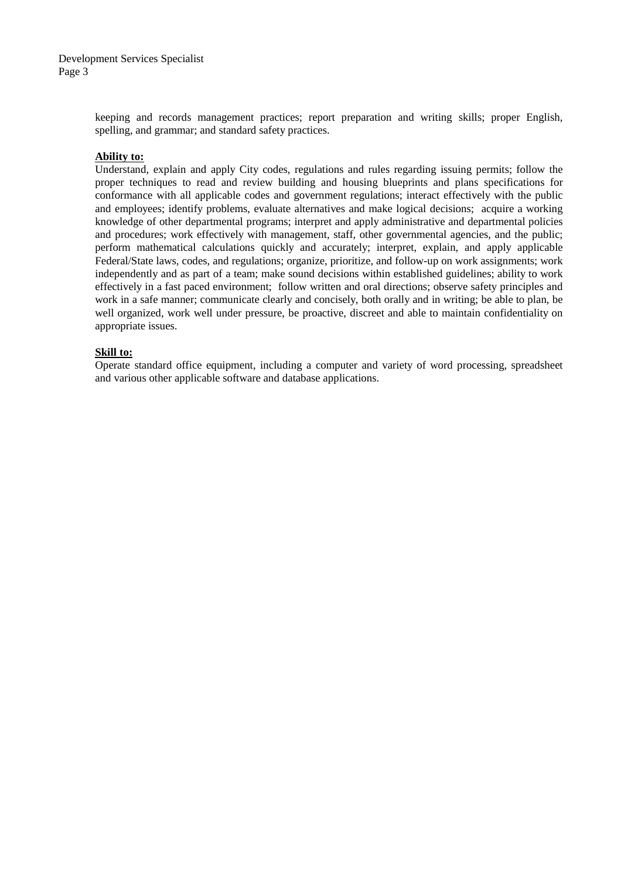keeping and records management practices; report preparation and writing skills; proper English, spelling, and grammar; and standard safety practices.

**Ability to:**

Understand, explain and apply City codes, regulations and rules regarding issuing permits; follow the proper techniques to read and review building and housing blueprints and plans specifications for conformance with all applicable codes and government regulations; interact effectively with the public and employees; identify problems, evaluate alternatives and make logical decisions; acquire a working knowledge of other departmental programs; interpret and apply administrative and departmental policies and procedures; work effectively with management, staff, other governmental agencies, and the public; perform mathematical calculations quickly and accurately; interpret, explain, and apply applicable Federal/State laws, codes, and regulations; organize, prioritize, and follow-up on work assignments; work independently and as part of a team; make sound decisions within established guidelines; ability to work effectively in a fast paced environment; follow written and oral directions; observe safety principles and work in a safe manner; communicate clearly and concisely, both orally and in writing; be able to plan, be well organized, work well under pressure, be proactive, discreet and able to maintain confidentiality on appropriate issues.

**Skill to:**

Operate standard office equipment, including a computer and variety of word processing, spreadsheet and various other applicable software and database applications.